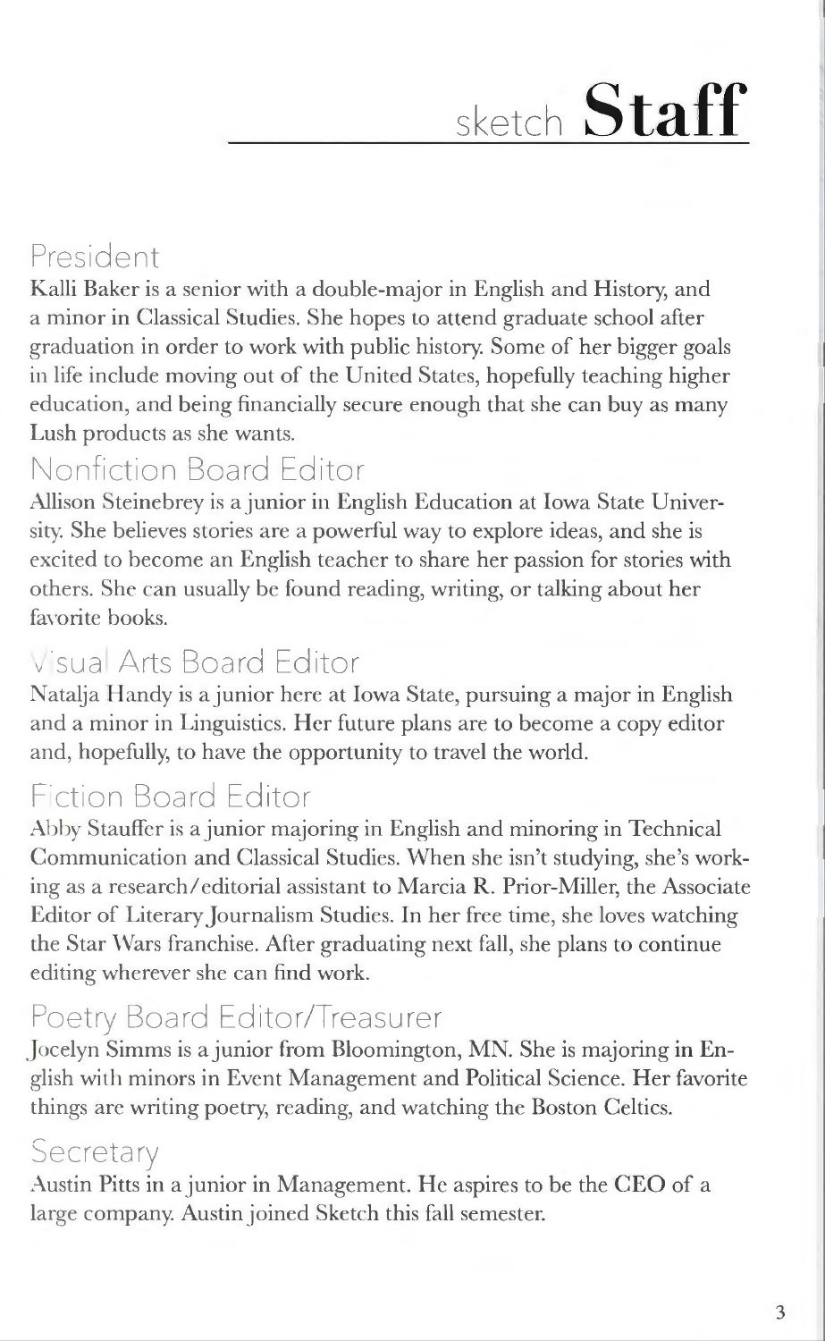# sketch **Staff**

## President

Kalli Baker is a senior with a double-major in English and History, and a minor in Classical Studies. She hopes to attend graduate school after graduation in order to work with public history. Some of her bigger goals in life include moving out of the United States, hopefully teaching higher education, and being financially secure enough that she can buy as many Lush products as she wants.

## Nonfiction Board Editor

Allison Steinebrey is a junior in English Education at Iowa State University. She believes stories are a powerful way to explore ideas, and she is excited to become an English teacher to share her passion for stories with others. She can usually be found reading, writing, or talking about her favorite books.

## Visual Arts Board Editor

Natalja Handy is a junior here at Iowa State, pursuing a major in English and a minor in Linguistics. Her future plans are to become a copy editor and, hopefully, to have the opportunity to travel the world.

## Fiction Board Editor

Abby Stauffer is a junior majoring in English and minoring in Technical Communication and Classical Studies. When she isn't studying, she's working as a research/editorial assistant to Marcia R. Prior-Miller, the Associate Editor of Literary Journalism Studies. In her free time, she loves watching the Star Wars franchise. After graduating next fall, she plans to continue editing wherever she can find work.

## Poetry Board Editor/Treasurer

Jocelyn Simms is a junior from Bloomington, MN. She is majoring in English with minors in Event Management and Political Science. Her favorite things are writing poetry, reading, and watching the Boston Celtics.

## Secretary

Austin Pitts in a junior in Management. He aspires to be the CEO of a large company. Austin joined Sketch this fall semester.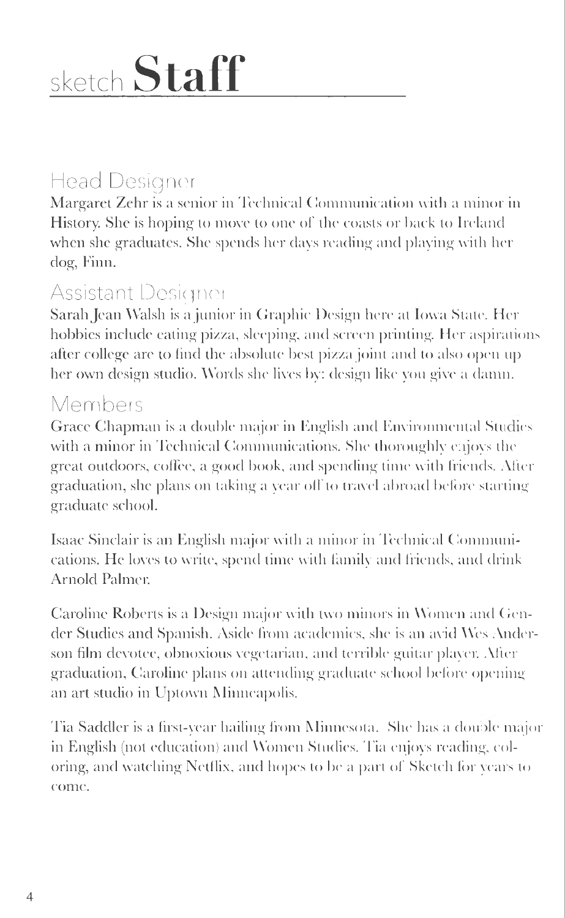# sketch Staff

## Head Designer

Margaret Zehr is a senior in Technical Communication with a minor in History. She is hoping to move to one of the coasts or back to Ireland when she graduates. She spends her days reading and playing with her dog, Finn.

## Assistant Designer

Sarah Jean Walsh is a junior in Graphic Design here at Iowa State. Her hobbies include eating pizza, sleeping, and screen printing. Her aspirations after college are to find the absolute best pizza joint and to also open up her own design studio. Words she lives by: design like you give a damn.

## Members

Grace Chapman is a double major in English and Environmental Studies with a minor in Technical Communications. She thoroughly enjoys the great outdoors, coffee, a good book, and spending time with friends. After graduation, she plans on taking a year off to travel abroad before starting graduate school.

Isaac Sinclair is an English major with a minor in Technical Communications. He loves to write, spend time with family and friends, and drink Arnold Palmer.

Caroline Roberts is a Design major with two minors in Women and Gender Studies and Spanish. Aside from academics, she is an avid Wes Anderson film devotee, obnoxious vegetarian, and terrible guitar player. After graduation, Caroline plans on attending graduate school before opening an art studio in Uptown Minneapolis.

Tia Saddler is a first-year hailing from Minnesota. She has a double major in English (not education) and Women Studies. Tia enjoys reading, coloring, and watching Netflix, and hopes to be a part of Sketch for years to come.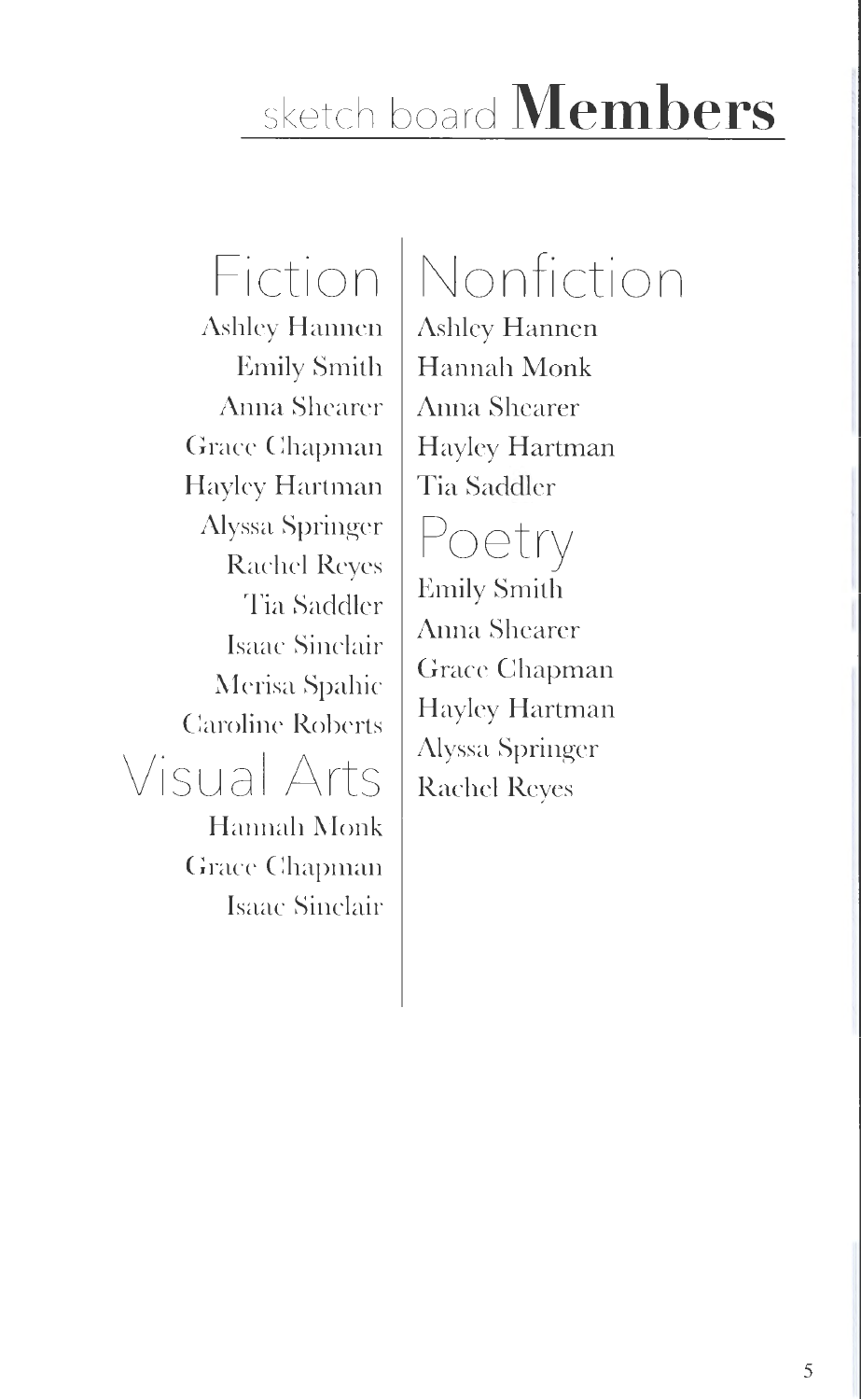# sketch board **Members**

## Fiction

Ashley Hannen
Emily Smith
Anna Shearer
Grace Chapman
Hayley Hartman
Alyssa Springer
Rachel Reyes
Tia Saddler
Isaac Sinclair
Merisa Spahic
Caroline Roberts

## Visual Arts

Hannah Monk
Grace Chapman
Isaac Sinclair

## Nonfiction

Ashley Hannen
Hannah Monk
Anna Shearer
Hayley Hartman
Tia Saddler

## Poetry

Emily Smith
Anna Shearer
Grace Chapman
Hayley Hartman
Alyssa Springer
Rachel Reyes